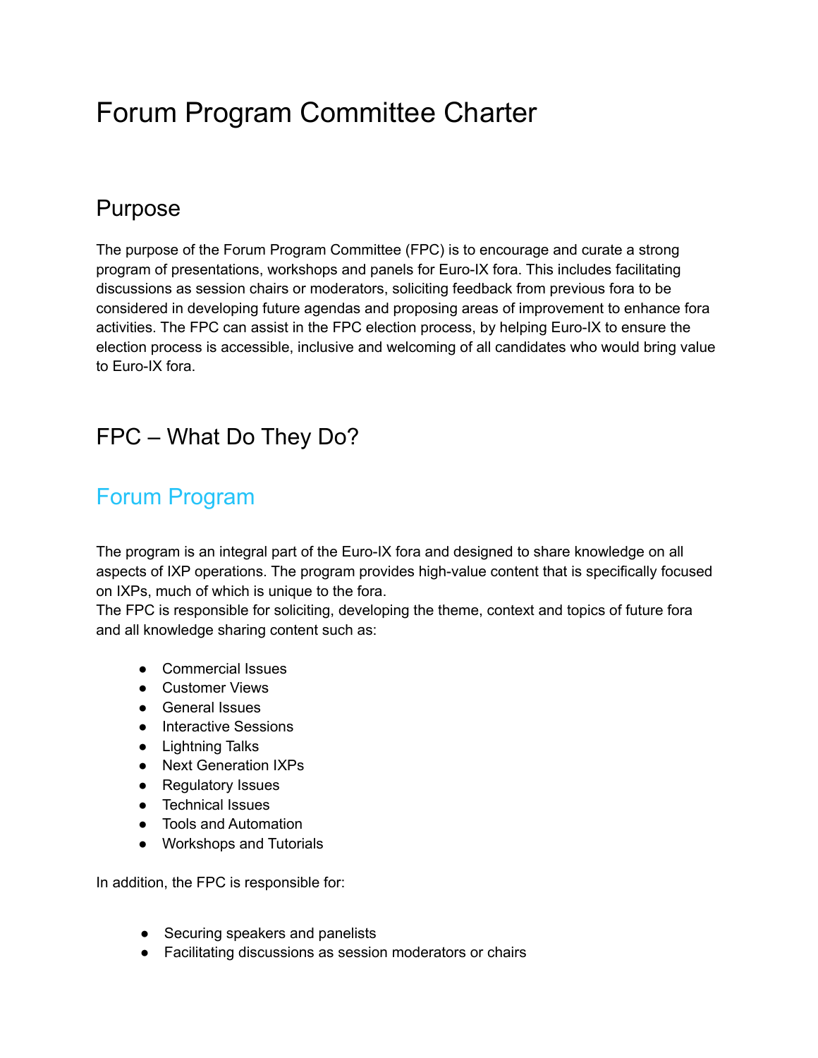# Forum Program Committee Charter

## Purpose

The purpose of the Forum Program Committee (FPC) is to encourage and curate a strong program of presentations, workshops and panels for Euro-IX fora. This includes facilitating discussions as session chairs or moderators, soliciting feedback from previous fora to be considered in developing future agendas and proposing areas of improvement to enhance fora activities. The FPC can assist in the FPC election process, by helping Euro-IX to ensure the election process is accessible, inclusive and welcoming of all candidates who would bring value to Euro-IX fora.

## FPC – What Do They Do?

### Forum Program

The program is an integral part of the Euro-IX fora and designed to share knowledge on all aspects of IXP operations. The program provides high-value content that is specifically focused on IXPs, much of which is unique to the fora.
The FPC is responsible for soliciting, developing the theme, context and topics of future fora and all knowledge sharing content such as:

- Commercial Issues
- Customer Views
- General Issues
- Interactive Sessions
- Lightning Talks
- Next Generation IXPs
- Regulatory Issues
- Technical Issues
- Tools and Automation
- Workshops and Tutorials

In addition, the FPC is responsible for:

- Securing speakers and panelists
- Facilitating discussions as session moderators or chairs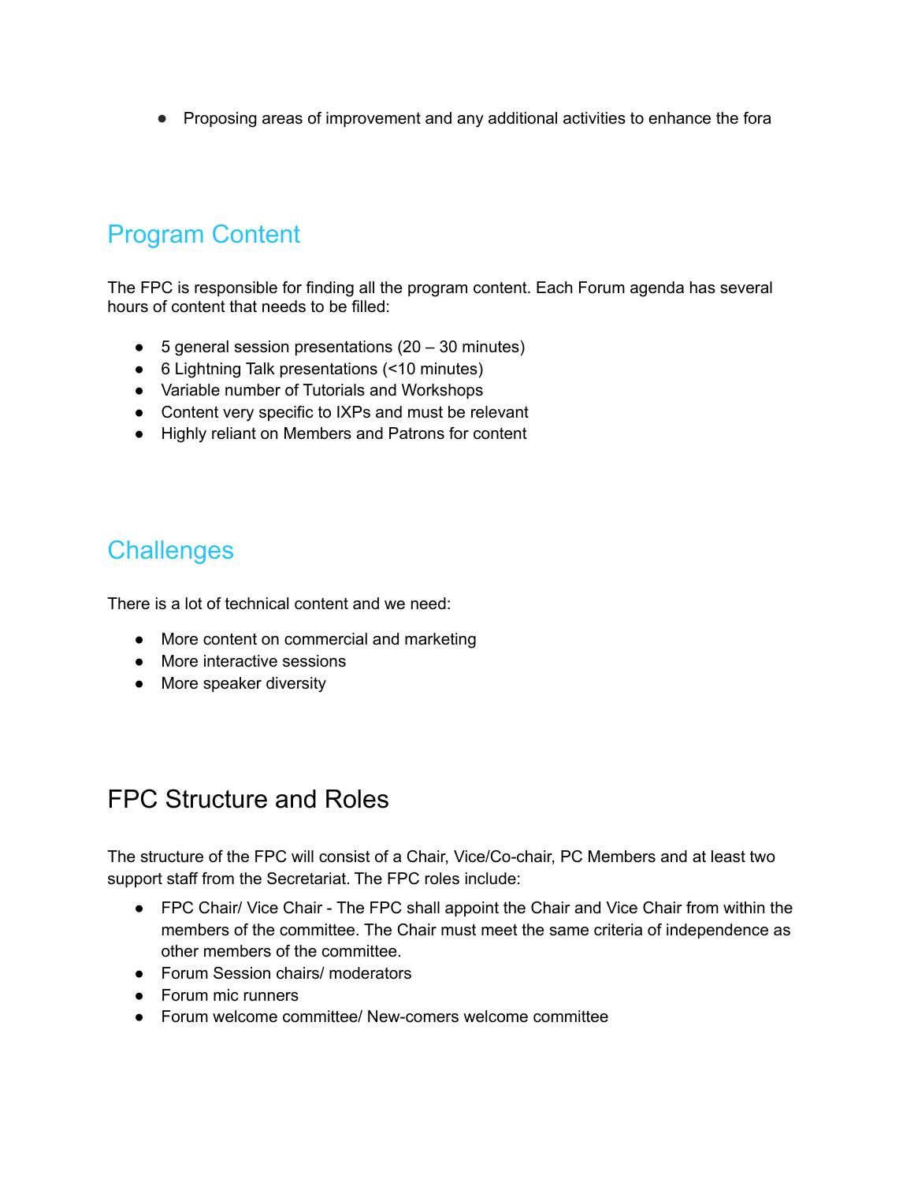- Proposing areas of improvement and any additional activities to enhance the fora

## Program Content

The FPC is responsible for finding all the program content. Each Forum agenda has several hours of content that needs to be filled:

- 5 general session presentations (20 – 30 minutes)
- 6 Lightning Talk presentations (<10 minutes)
- Variable number of Tutorials and Workshops
- Content very specific to IXPs and must be relevant
- Highly reliant on Members and Patrons for content

## Challenges

There is a lot of technical content and we need:

- More content on commercial and marketing
- More interactive sessions
- More speaker diversity

# FPC Structure and Roles

The structure of the FPC will consist of a Chair, Vice/Co-chair, PC Members and at least two support staff from the Secretariat. The FPC roles include:

- FPC Chair/ Vice Chair - The FPC shall appoint the Chair and Vice Chair from within the members of the committee. The Chair must meet the same criteria of independence as other members of the committee.
- Forum Session chairs/ moderators
- Forum mic runners
- Forum welcome committee/ New-comers welcome committee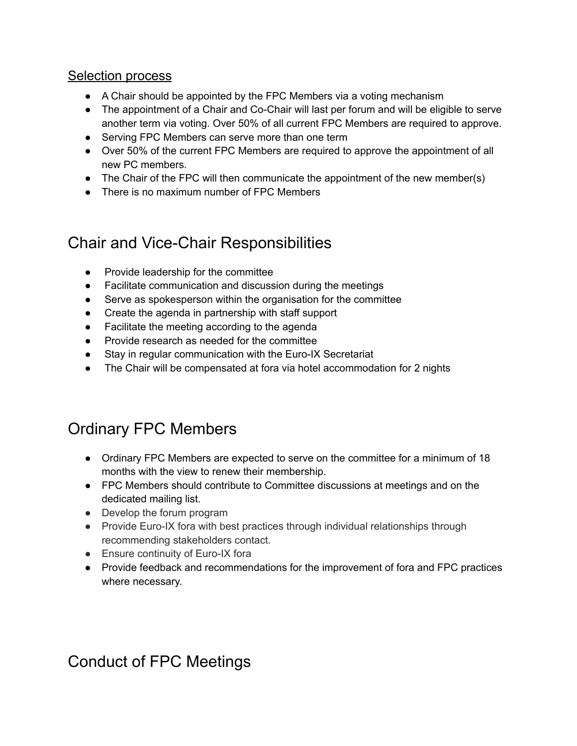## Selection process

- A Chair should be appointed by the FPC Members via a voting mechanism
- The appointment of a Chair and Co-Chair will last per forum and will be eligible to serve another term via voting. Over 50% of all current FPC Members are required to approve.
- Serving FPC Members can serve more than one term
- Over 50% of the current FPC Members are required to approve the appointment of all new PC members.
- The Chair of the FPC will then communicate the appointment of the new member(s)
- There is no maximum number of FPC Members

# Chair and Vice-Chair Responsibilities

- Provide leadership for the committee
- Facilitate communication and discussion during the meetings
- Serve as spokesperson within the organisation for the committee
- Create the agenda in partnership with staff support
- Facilitate the meeting according to the agenda
- Provide research as needed for the committee
- Stay in regular communication with the Euro-IX Secretariat
- The Chair will be compensated at fora via hotel accommodation for 2 nights

# Ordinary FPC Members

- Ordinary FPC Members are expected to serve on the committee for a minimum of 18 months with the view to renew their membership.
- FPC Members should contribute to Committee discussions at meetings and on the dedicated mailing list.
- Develop the forum program
- Provide Euro-IX fora with best practices through individual relationships through recommending stakeholders contact.
- Ensure continuity of Euro-IX fora
- Provide feedback and recommendations for the improvement of fora and FPC practices where necessary.

# Conduct of FPC Meetings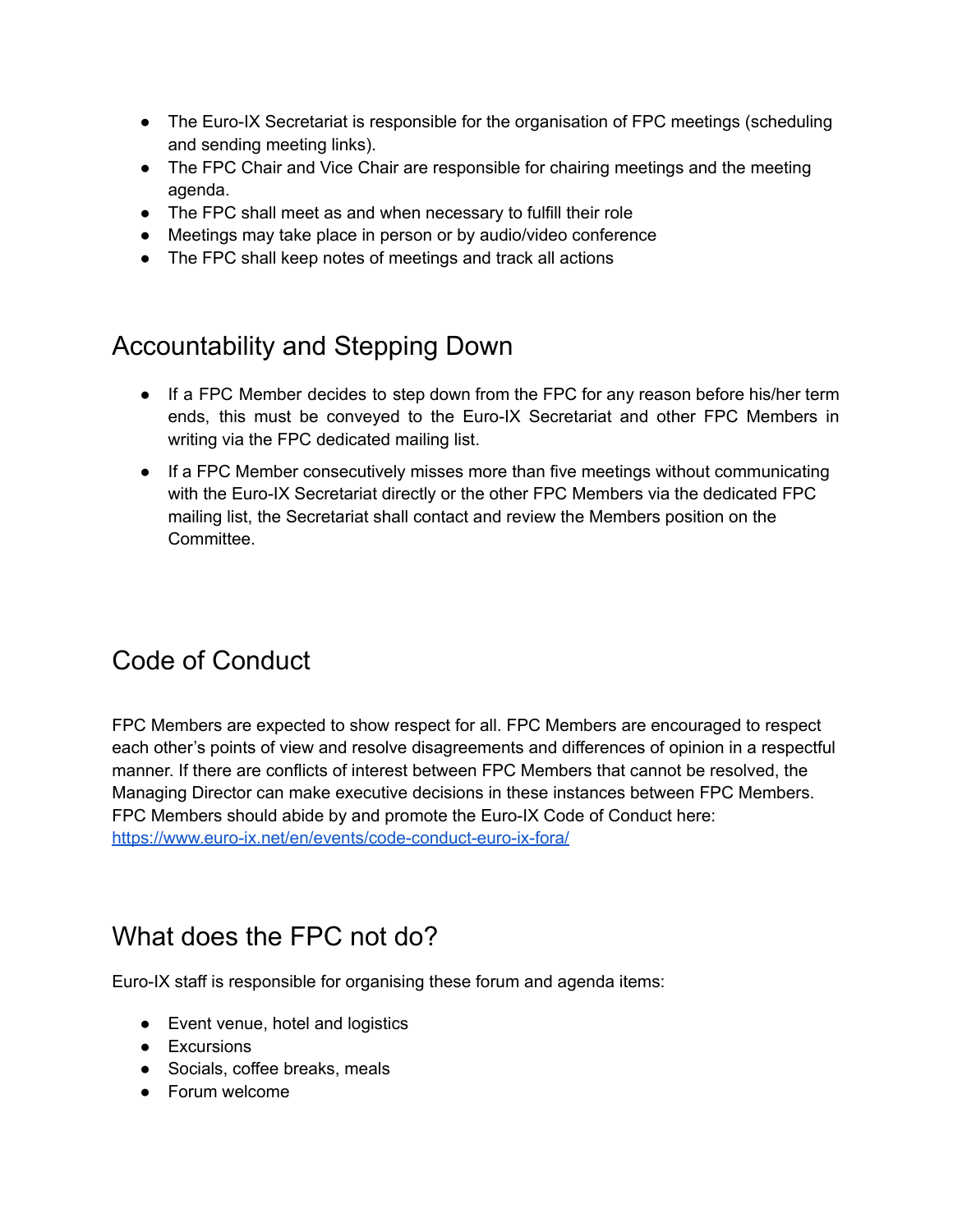- The Euro-IX Secretariat is responsible for the organisation of FPC meetings (scheduling and sending meeting links).
- The FPC Chair and Vice Chair are responsible for chairing meetings and the meeting agenda.
- The FPC shall meet as and when necessary to fulfill their role
- Meetings may take place in person or by audio/video conference
- The FPC shall keep notes of meetings and track all actions

## Accountability and Stepping Down

- If a FPC Member decides to step down from the FPC for any reason before his/her term ends, this must be conveyed to the Euro-IX Secretariat and other FPC Members in writing via the FPC dedicated mailing list.
- If a FPC Member consecutively misses more than five meetings without communicating with the Euro-IX Secretariat directly or the other FPC Members via the dedicated FPC mailing list, the Secretariat shall contact and review the Members position on the Committee.

## Code of Conduct

FPC Members are expected to show respect for all. FPC Members are encouraged to respect each other's points of view and resolve disagreements and differences of opinion in a respectful manner. If there are conflicts of interest between FPC Members that cannot be resolved, the Managing Director can make executive decisions in these instances between FPC Members. FPC Members should abide by and promote the Euro-IX Code of Conduct here: [https://www.euro-ix.net/en/events/code-conduct-euro-ix-fora/](https://www.euro-ix.net/en/events/code-conduct-euro-ix-fora/)

## What does the FPC not do?

Euro-IX staff is responsible for organising these forum and agenda items:

- Event venue, hotel and logistics
- Excursions
- Socials, coffee breaks, meals
- Forum welcome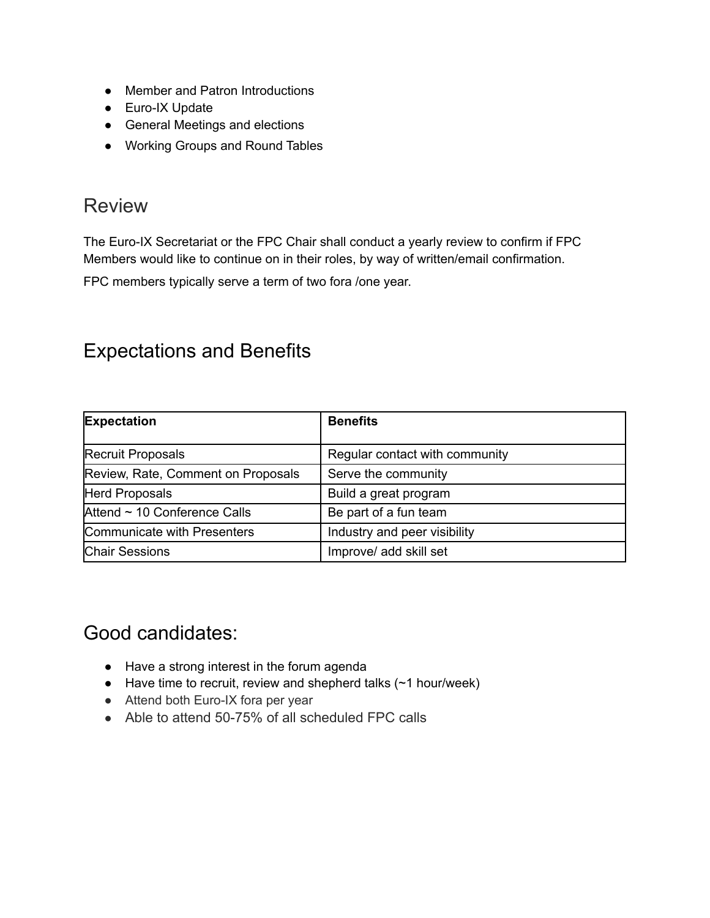- Member and Patron Introductions
- Euro-IX Update
- General Meetings and elections
- Working Groups and Round Tables

## Review

The Euro-IX Secretariat or the FPC Chair shall conduct a yearly review to confirm if FPC Members would like to continue on in their roles, by way of written/email confirmation.

FPC members typically serve a term of two fora /one year.

## Expectations and Benefits

| **Expectation** | **Benefits** |
|---|---|
| Recruit Proposals | Regular contact with community |
| Review, Rate, Comment on Proposals | Serve the community |
| Herd Proposals | Build a great program |
| Attend ~ 10 Conference Calls | Be part of a fun team |
| Communicate with Presenters | Industry and peer visibility |
| Chair Sessions | Improve/ add skill set |

## Good candidates:

- Have a strong interest in the forum agenda
- Have time to recruit, review and shepherd talks (~1 hour/week)
- Attend both Euro-IX fora per year
- Able to attend 50-75% of all scheduled FPC calls